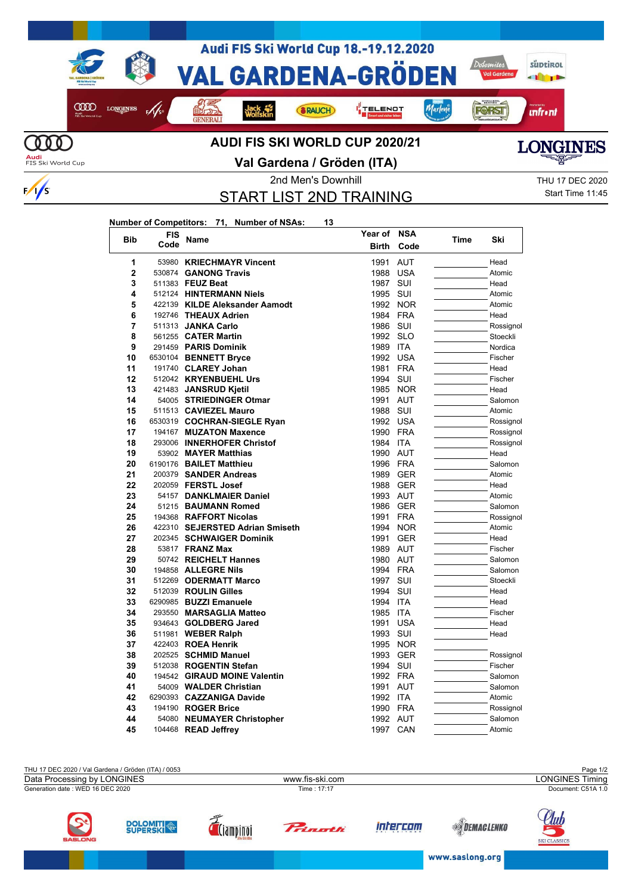# AUDI FIS SKI WORLD CUP 2020/21

## Val Gardena / Gröden (ITA)

2nd Men's Downhill

THU 17 DEC 2020

Start Time 11:45

# START LIST 2ND TRAINING

**Number of Competitors: 71, Number of NSAs: 13**

| Bib | FIS Code | Name | Year of Birth | NSA Code | Time | Ski |
|---|---|---|---|---|---|---|
| 1 | 53980 | **KRIECHMAYR Vincent** | 1991 | AUT | | Head |
| 2 | 530874 | **GANONG Travis** | 1988 | USA | | Atomic |
| 3 | 511383 | **FEUZ Beat** | 1987 | SUI | | Head |
| 4 | 512124 | **HINTERMANN Niels** | 1995 | SUI | | Atomic |
| 5 | 422139 | **KILDE Aleksander Aamodt** | 1992 | NOR | | Atomic |
| 6 | 192746 | **THEAUX Adrien** | 1984 | FRA | | Head |
| 7 | 511313 | **JANKA Carlo** | 1986 | SUI | | Rossignol |
| 8 | 561255 | **CATER Martin** | 1992 | SLO | | Stoeckli |
| 9 | 291459 | **PARIS Dominik** | 1989 | ITA | | Nordica |
| 10 | 6530104 | **BENNETT Bryce** | 1992 | USA | | Fischer |
| 11 | 191740 | **CLAREY Johan** | 1981 | FRA | | Head |
| 12 | 512042 | **KRYENBUEHL Urs** | 1994 | SUI | | Fischer |
| 13 | 421483 | **JANSRUD Kjetil** | 1985 | NOR | | Head |
| 14 | 54005 | **STRIEDINGER Otmar** | 1991 | AUT | | Salomon |
| 15 | 511513 | **CAVIEZEL Mauro** | 1988 | SUI | | Atomic |
| 16 | 6530319 | **COCHRAN-SIEGLE Ryan** | 1992 | USA | | Rossignol |
| 17 | 194167 | **MUZATON Maxence** | 1990 | FRA | | Rossignol |
| 18 | 293006 | **INNERHOFER Christof** | 1984 | ITA | | Rossignol |
| 19 | 53902 | **MAYER Matthias** | 1990 | AUT | | Head |
| 20 | 6190176 | **BAILET Matthieu** | 1996 | FRA | | Salomon |
| 21 | 200379 | **SANDER Andreas** | 1989 | GER | | Atomic |
| 22 | 202059 | **FERSTL Josef** | 1988 | GER | | Head |
| 23 | 54157 | **DANKLMAIER Daniel** | 1993 | AUT | | Atomic |
| 24 | 51215 | **BAUMANN Romed** | 1986 | GER | | Salomon |
| 25 | 194368 | **RAFFORT Nicolas** | 1991 | FRA | | Rossignol |
| 26 | 422310 | **SEJERSTED Adrian Smiseth** | 1994 | NOR | | Atomic |
| 27 | 202345 | **SCHWAIGER Dominik** | 1991 | GER | | Head |
| 28 | 53817 | **FRANZ Max** | 1989 | AUT | | Fischer |
| 29 | 50742 | **REICHELT Hannes** | 1980 | AUT | | Salomon |
| 30 | 194858 | **ALLEGRE Nils** | 1994 | FRA | | Salomon |
| 31 | 512269 | **ODERMATT Marco** | 1997 | SUI | | Stoeckli |
| 32 | 512039 | **ROULIN Gilles** | 1994 | SUI | | Head |
| 33 | 6290985 | **BUZZI Emanuele** | 1994 | ITA | | Head |
| 34 | 293550 | **MARSAGLIA Matteo** | 1985 | ITA | | Fischer |
| 35 | 934643 | **GOLDBERG Jared** | 1991 | USA | | Head |
| 36 | 511981 | **WEBER Ralph** | 1993 | SUI | | Head |
| 37 | 422403 | **ROEA Henrik** | 1995 | NOR | | |
| 38 | 202525 | **SCHMID Manuel** | 1993 | GER | | Rossignol |
| 39 | 512038 | **ROGENTIN Stefan** | 1994 | SUI | | Fischer |
| 40 | 194542 | **GIRAUD MOINE Valentin** | 1992 | FRA | | Salomon |
| 41 | 54009 | **WALDER Christian** | 1991 | AUT | | Salomon |
| 42 | 6290393 | **CAZZANIGA Davide** | 1992 | ITA | | Atomic |
| 43 | 194190 | **ROGER Brice** | 1990 | FRA | | Rossignol |
| 44 | 54080 | **NEUMAYER Christopher** | 1992 | AUT | | Salomon |
| 45 | 104468 | **READ Jeffrey** | 1997 | CAN | | Atomic |

THU 17 DEC 2020 / Val Gardena / Gröden (ITA) / 0053

Data Processing by LONGINES — www.fis-ski.com — LONGINES Timing

Generation date : WED 16 DEC 2020 — Time : 17:17 — Document: C51A 1.0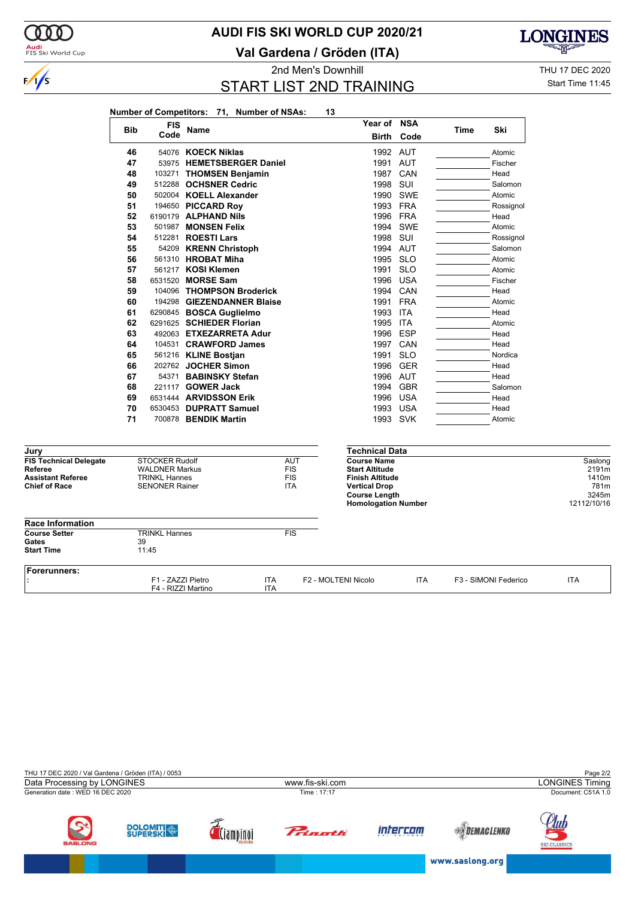# AUDI FIS SKI WORLD CUP 2020/21

## Val Gardena / Gröden (ITA)

2nd Men's Downhill

THU 17 DEC 2020

### START LIST 2ND TRAINING

Start Time 11:45

**Number of Competitors: 71, Number of NSAs: 13**

| Bib | FIS Code | Name | Year of Birth | NSA Code | Time | Ski |
|---|---|---|---|---|---|---|
| 46 | 54076 | **KOECK Niklas** | 1992 | AUT | | Atomic |
| 47 | 53975 | **HEMETSBERGER Daniel** | 1991 | AUT | | Fischer |
| 48 | 103271 | **THOMSEN Benjamin** | 1987 | CAN | | Head |
| 49 | 512288 | **OCHSNER Cedric** | 1998 | SUI | | Salomon |
| 50 | 502004 | **KOELL Alexander** | 1990 | SWE | | Atomic |
| 51 | 194650 | **PICCARD Roy** | 1993 | FRA | | Rossignol |
| 52 | 6190179 | **ALPHAND Nils** | 1996 | FRA | | Head |
| 53 | 501987 | **MONSEN Felix** | 1994 | SWE | | Atomic |
| 54 | 512281 | **ROESTI Lars** | 1998 | SUI | | Rossignol |
| 55 | 54209 | **KRENN Christoph** | 1994 | AUT | | Salomon |
| 56 | 561310 | **HROBAT Miha** | 1995 | SLO | | Atomic |
| 57 | 561217 | **KOSI Klemen** | 1991 | SLO | | Atomic |
| 58 | 6531520 | **MORSE Sam** | 1996 | USA | | Fischer |
| 59 | 104096 | **THOMPSON Broderick** | 1994 | CAN | | Head |
| 60 | 194298 | **GIEZENDANNER Blaise** | 1991 | FRA | | Atomic |
| 61 | 6290845 | **BOSCA Guglielmo** | 1993 | ITA | | Head |
| 62 | 6291625 | **SCHIEDER Florian** | 1995 | ITA | | Atomic |
| 63 | 492063 | **ETXEZARRETA Adur** | 1996 | ESP | | Head |
| 64 | 104531 | **CRAWFORD James** | 1997 | CAN | | Head |
| 65 | 561216 | **KLINE Bostjan** | 1991 | SLO | | Nordica |
| 66 | 202762 | **JOCHER Simon** | 1996 | GER | | Head |
| 67 | 54371 | **BABINSKY Stefan** | 1996 | AUT | | Head |
| 68 | 221117 | **GOWER Jack** | 1994 | GBR | | Salomon |
| 69 | 6531444 | **ARVIDSSON Erik** | 1996 | USA | | Head |
| 70 | 6530453 | **DUPRATT Samuel** | 1993 | USA | | Head |
| 71 | 700878 | **BENDIK Martin** | 1993 | SVK | | Atomic |

### Jury

| | | |
|---|---|---|
| **FIS Technical Delegate** | STOCKER Rudolf | AUT |
| **Referee** | WALDNER Markus | FIS |
| **Assistant Referee** | TRINKL Hannes | FIS |
| **Chief of Race** | SENONER Rainer | ITA |

### Technical Data

| | |
|---|---|
| **Course Name** | Saslong |
| **Start Altitude** | 2191m |
| **Finish Altitude** | 1410m |
| **Vertical Drop** | 781m |
| **Course Length** | 3245m |
| **Homologation Number** | 12112/10/16 |

### Race Information

| | | |
|---|---|---|
| **Course Setter** | TRINKL Hannes | FIS |
| **Gates** | 39 | |
| **Start Time** | 11:45 | |

### Forerunners:

| | | | | | |
|---|---|---|---|---|---|
| F1 - ZAZZI Pietro | ITA | F2 - MOLTENI Nicolo | ITA | F3 - SIMONI Federico | ITA |
| F4 - RIZZI Martino | ITA | | | | |

THU 17 DEC 2020 / Val Gardena / Gröden (ITA) / 0053

Data Processing by LONGINES — www.fis-ski.com — LONGINES Timing

Generation date : WED 16 DEC 2020 — Time : 17:17 — Document: C51A 1.0

www.saslong.org